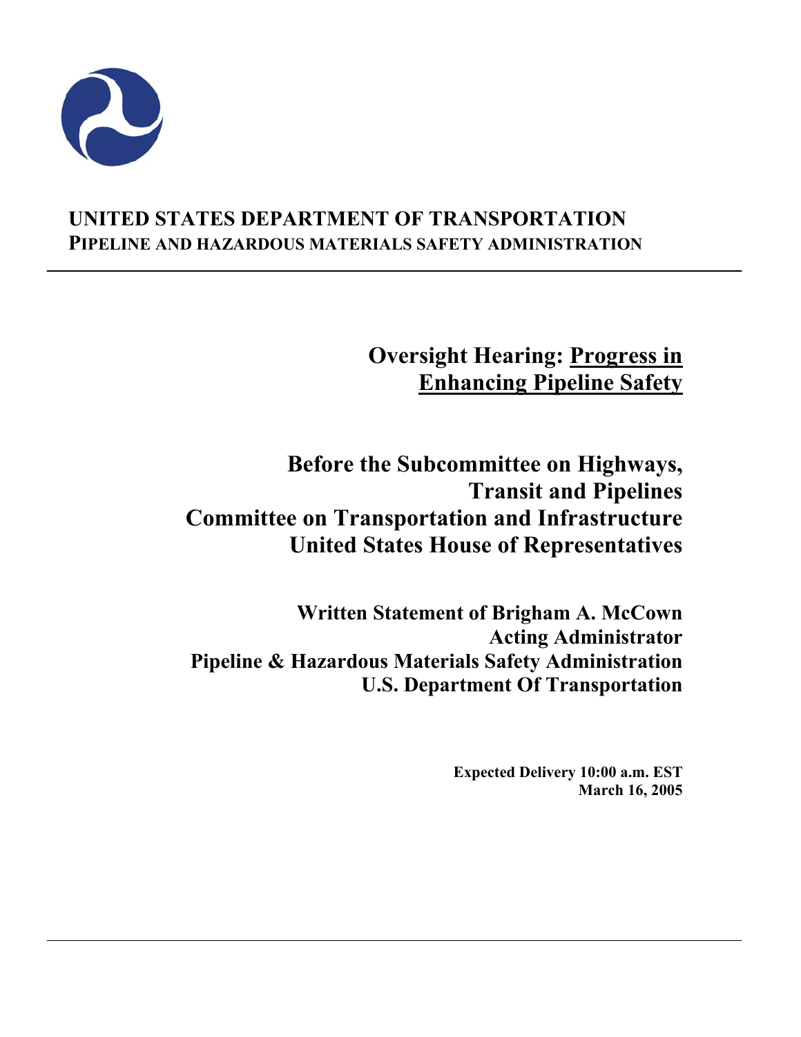**UNITED STATES DEPARTMENT OF TRANSPORTATION**
**PIPELINE AND HAZARDOUS MATERIALS SAFETY ADMINISTRATION**

---

# Oversight Hearing: Progress in Enhancing Pipeline Safety

## Before the Subcommittee on Highways, Transit and Pipelines
## Committee on Transportation and Infrastructure
## United States House of Representatives

**Written Statement of Brigham A. McCown**
**Acting Administrator**
**Pipeline & Hazardous Materials Safety Administration**
**U.S. Department Of Transportation**

**Expected Delivery 10:00 a.m. EST**
**March 16, 2005**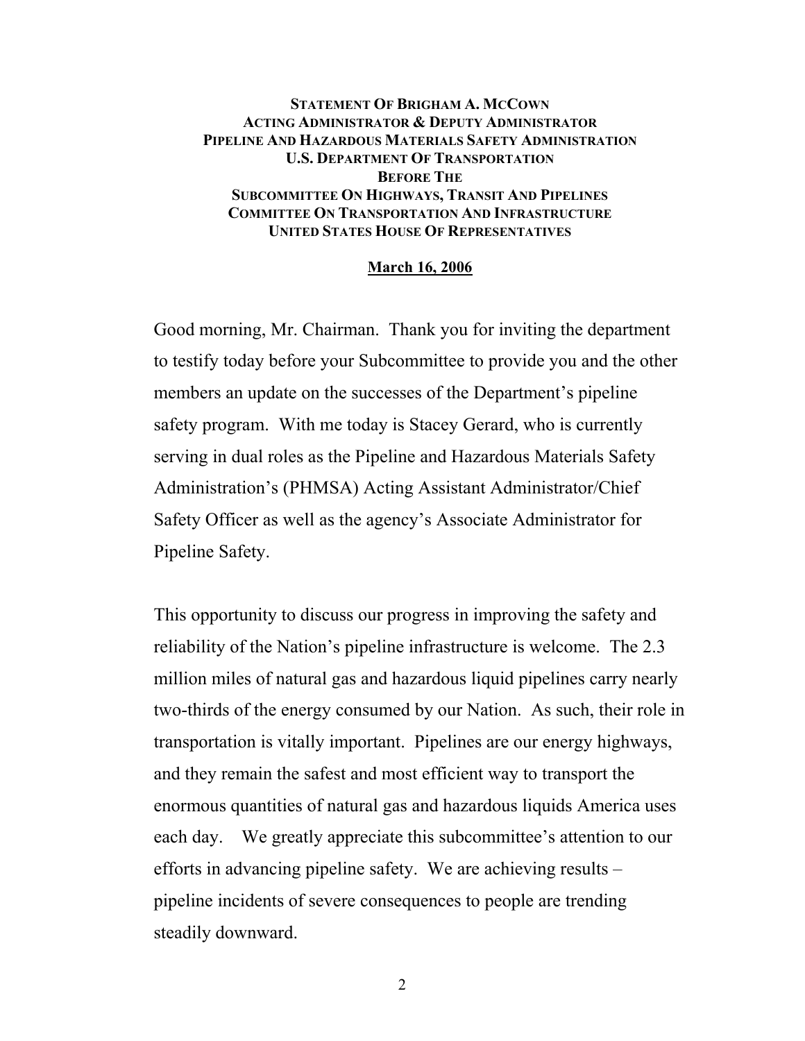**STATEMENT OF BRIGHAM A. MCCOWN**
**ACTING ADMINISTRATOR & DEPUTY ADMINISTRATOR**
**PIPELINE AND HAZARDOUS MATERIALS SAFETY ADMINISTRATION**
**U.S. DEPARTMENT OF TRANSPORTATION**
**BEFORE THE**
**SUBCOMMITTEE ON HIGHWAYS, TRANSIT AND PIPELINES**
**COMMITTEE ON TRANSPORTATION AND INFRASTRUCTURE**
**UNITED STATES HOUSE OF REPRESENTATIVES**

**March 16, 2006**

Good morning, Mr. Chairman. Thank you for inviting the department to testify today before your Subcommittee to provide you and the other members an update on the successes of the Department's pipeline safety program. With me today is Stacey Gerard, who is currently serving in dual roles as the Pipeline and Hazardous Materials Safety Administration's (PHMSA) Acting Assistant Administrator/Chief Safety Officer as well as the agency's Associate Administrator for Pipeline Safety.

This opportunity to discuss our progress in improving the safety and reliability of the Nation's pipeline infrastructure is welcome. The 2.3 million miles of natural gas and hazardous liquid pipelines carry nearly two-thirds of the energy consumed by our Nation. As such, their role in transportation is vitally important. Pipelines are our energy highways, and they remain the safest and most efficient way to transport the enormous quantities of natural gas and hazardous liquids America uses each day. We greatly appreciate this subcommittee's attention to our efforts in advancing pipeline safety. We are achieving results – pipeline incidents of severe consequences to people are trending steadily downward.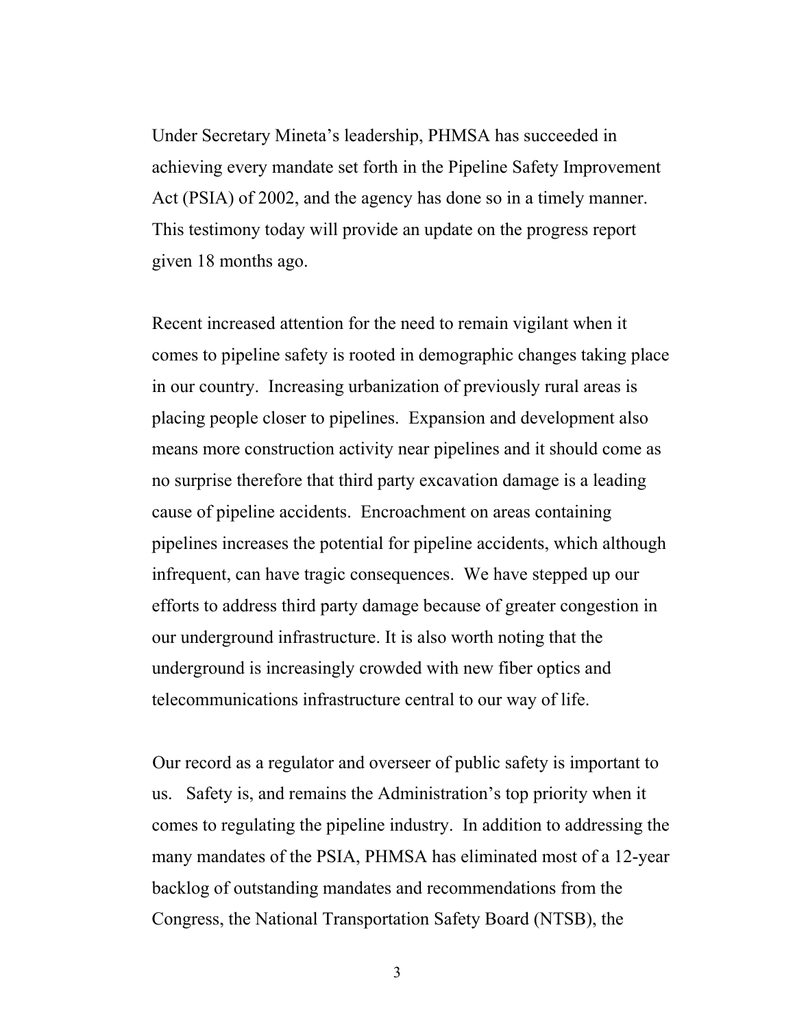Under Secretary Mineta's leadership, PHMSA has succeeded in achieving every mandate set forth in the Pipeline Safety Improvement Act (PSIA) of 2002, and the agency has done so in a timely manner. This testimony today will provide an update on the progress report given 18 months ago.

Recent increased attention for the need to remain vigilant when it comes to pipeline safety is rooted in demographic changes taking place in our country. Increasing urbanization of previously rural areas is placing people closer to pipelines. Expansion and development also means more construction activity near pipelines and it should come as no surprise therefore that third party excavation damage is a leading cause of pipeline accidents. Encroachment on areas containing pipelines increases the potential for pipeline accidents, which although infrequent, can have tragic consequences. We have stepped up our efforts to address third party damage because of greater congestion in our underground infrastructure. It is also worth noting that the underground is increasingly crowded with new fiber optics and telecommunications infrastructure central to our way of life.

Our record as a regulator and overseer of public safety is important to us. Safety is, and remains the Administration's top priority when it comes to regulating the pipeline industry. In addition to addressing the many mandates of the PSIA, PHMSA has eliminated most of a 12-year backlog of outstanding mandates and recommendations from the Congress, the National Transportation Safety Board (NTSB), the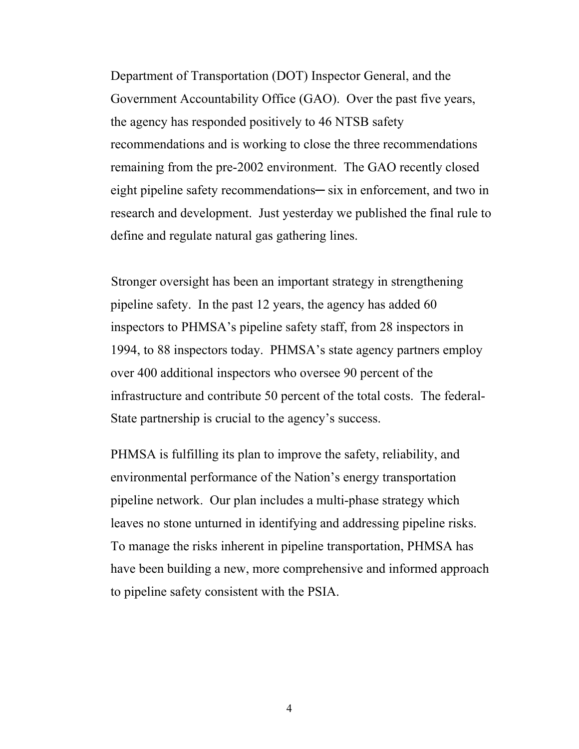Department of Transportation (DOT) Inspector General, and the Government Accountability Office (GAO). Over the past five years, the agency has responded positively to 46 NTSB safety recommendations and is working to close the three recommendations remaining from the pre-2002 environment. The GAO recently closed eight pipeline safety recommendations─ six in enforcement, and two in research and development. Just yesterday we published the final rule to define and regulate natural gas gathering lines.

Stronger oversight has been an important strategy in strengthening pipeline safety. In the past 12 years, the agency has added 60 inspectors to PHMSA's pipeline safety staff, from 28 inspectors in 1994, to 88 inspectors today. PHMSA's state agency partners employ over 400 additional inspectors who oversee 90 percent of the infrastructure and contribute 50 percent of the total costs. The federal-State partnership is crucial to the agency's success.

PHMSA is fulfilling its plan to improve the safety, reliability, and environmental performance of the Nation's energy transportation pipeline network. Our plan includes a multi-phase strategy which leaves no stone unturned in identifying and addressing pipeline risks. To manage the risks inherent in pipeline transportation, PHMSA has have been building a new, more comprehensive and informed approach to pipeline safety consistent with the PSIA.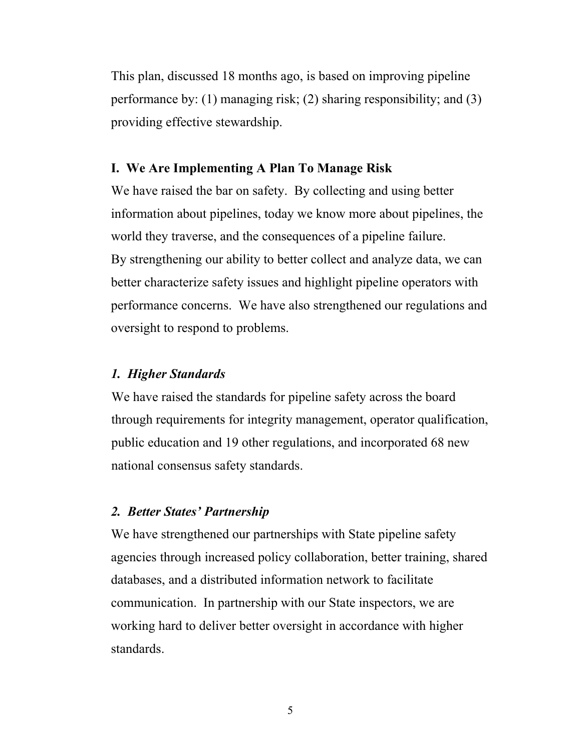This plan, discussed 18 months ago, is based on improving pipeline performance by: (1) managing risk; (2) sharing responsibility; and (3) providing effective stewardship.

## I. We Are Implementing A Plan To Manage Risk

We have raised the bar on safety. By collecting and using better information about pipelines, today we know more about pipelines, the world they traverse, and the consequences of a pipeline failure. By strengthening our ability to better collect and analyze data, we can better characterize safety issues and highlight pipeline operators with performance concerns. We have also strengthened our regulations and oversight to respond to problems.

### *1. Higher Standards*

We have raised the standards for pipeline safety across the board through requirements for integrity management, operator qualification, public education and 19 other regulations, and incorporated 68 new national consensus safety standards.

### *2. Better States' Partnership*

We have strengthened our partnerships with State pipeline safety agencies through increased policy collaboration, better training, shared databases, and a distributed information network to facilitate communication. In partnership with our State inspectors, we are working hard to deliver better oversight in accordance with higher standards.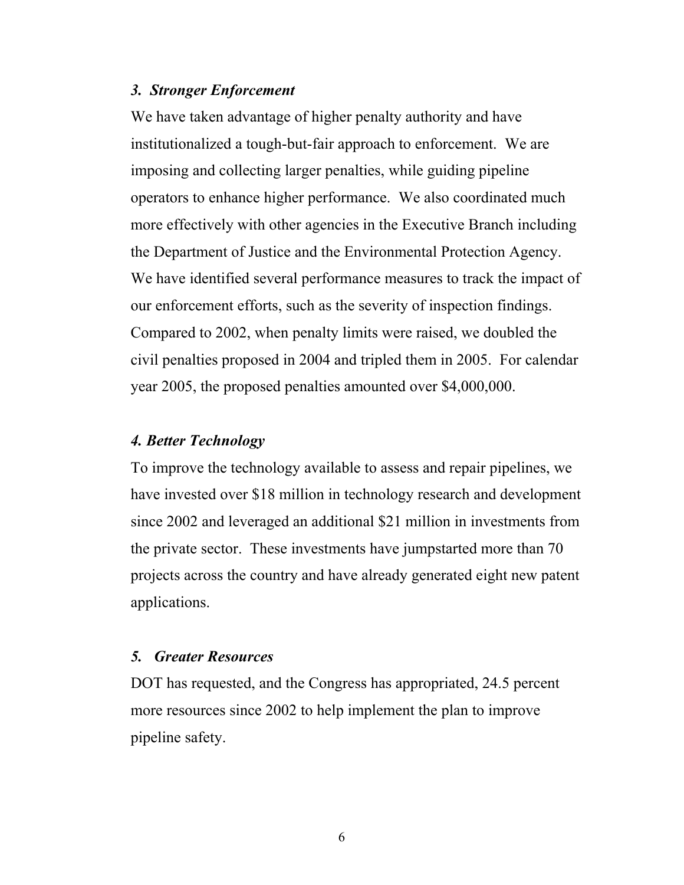### *3. Stronger Enforcement*

We have taken advantage of higher penalty authority and have institutionalized a tough-but-fair approach to enforcement. We are imposing and collecting larger penalties, while guiding pipeline operators to enhance higher performance. We also coordinated much more effectively with other agencies in the Executive Branch including the Department of Justice and the Environmental Protection Agency. We have identified several performance measures to track the impact of our enforcement efforts, such as the severity of inspection findings. Compared to 2002, when penalty limits were raised, we doubled the civil penalties proposed in 2004 and tripled them in 2005. For calendar year 2005, the proposed penalties amounted over $4,000,000.

### *4. Better Technology*

To improve the technology available to assess and repair pipelines, we have invested over $18 million in technology research and development since 2002 and leveraged an additional $21 million in investments from the private sector. These investments have jumpstarted more than 70 projects across the country and have already generated eight new patent applications.

### *5. Greater Resources*

DOT has requested, and the Congress has appropriated, 24.5 percent more resources since 2002 to help implement the plan to improve pipeline safety.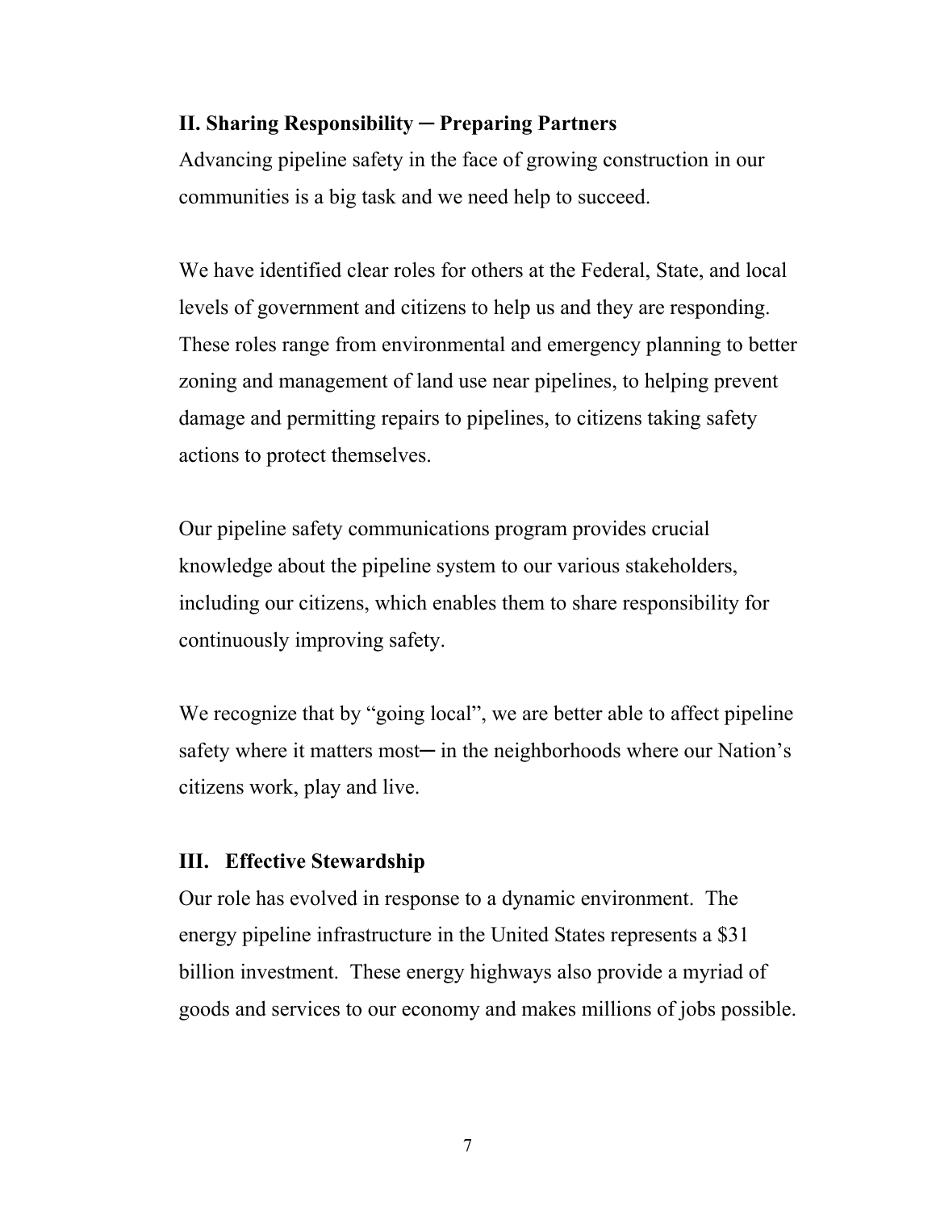## II. Sharing Responsibility ─ Preparing Partners

Advancing pipeline safety in the face of growing construction in our communities is a big task and we need help to succeed.

We have identified clear roles for others at the Federal, State, and local levels of government and citizens to help us and they are responding. These roles range from environmental and emergency planning to better zoning and management of land use near pipelines, to helping prevent damage and permitting repairs to pipelines, to citizens taking safety actions to protect themselves.

Our pipeline safety communications program provides crucial knowledge about the pipeline system to our various stakeholders, including our citizens, which enables them to share responsibility for continuously improving safety.

We recognize that by "going local", we are better able to affect pipeline safety where it matters most─ in the neighborhoods where our Nation's citizens work, play and live.

## III. Effective Stewardship

Our role has evolved in response to a dynamic environment. The energy pipeline infrastructure in the United States represents a $31 billion investment. These energy highways also provide a myriad of goods and services to our economy and makes millions of jobs possible.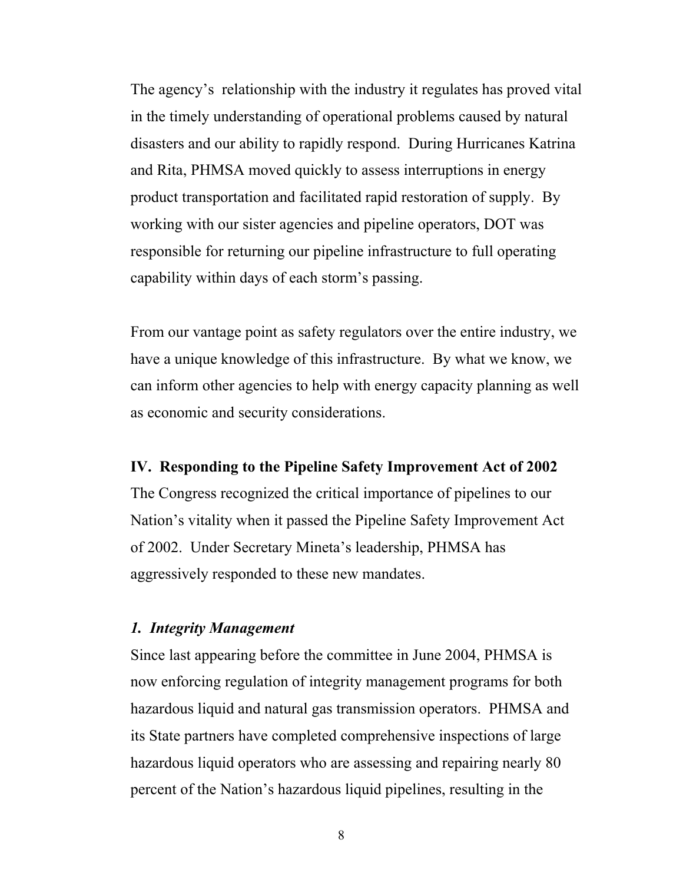The agency's relationship with the industry it regulates has proved vital in the timely understanding of operational problems caused by natural disasters and our ability to rapidly respond. During Hurricanes Katrina and Rita, PHMSA moved quickly to assess interruptions in energy product transportation and facilitated rapid restoration of supply. By working with our sister agencies and pipeline operators, DOT was responsible for returning our pipeline infrastructure to full operating capability within days of each storm's passing.

From our vantage point as safety regulators over the entire industry, we have a unique knowledge of this infrastructure. By what we know, we can inform other agencies to help with energy capacity planning as well as economic and security considerations.

## IV. Responding to the Pipeline Safety Improvement Act of 2002

The Congress recognized the critical importance of pipelines to our Nation's vitality when it passed the Pipeline Safety Improvement Act of 2002. Under Secretary Mineta's leadership, PHMSA has aggressively responded to these new mandates.

### *1. Integrity Management*

Since last appearing before the committee in June 2004, PHMSA is now enforcing regulation of integrity management programs for both hazardous liquid and natural gas transmission operators. PHMSA and its State partners have completed comprehensive inspections of large hazardous liquid operators who are assessing and repairing nearly 80 percent of the Nation's hazardous liquid pipelines, resulting in the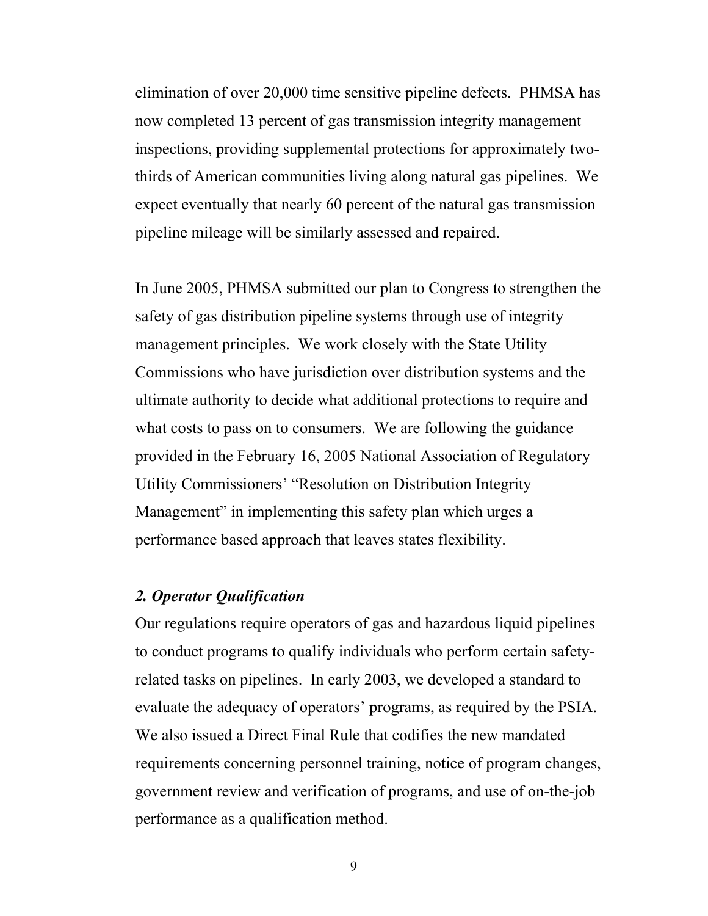elimination of over 20,000 time sensitive pipeline defects. PHMSA has now completed 13 percent of gas transmission integrity management inspections, providing supplemental protections for approximately two-thirds of American communities living along natural gas pipelines. We expect eventually that nearly 60 percent of the natural gas transmission pipeline mileage will be similarly assessed and repaired.

In June 2005, PHMSA submitted our plan to Congress to strengthen the safety of gas distribution pipeline systems through use of integrity management principles. We work closely with the State Utility Commissions who have jurisdiction over distribution systems and the ultimate authority to decide what additional protections to require and what costs to pass on to consumers. We are following the guidance provided in the February 16, 2005 National Association of Regulatory Utility Commissioners' "Resolution on Distribution Integrity Management" in implementing this safety plan which urges a performance based approach that leaves states flexibility.

### *2. Operator Qualification*

Our regulations require operators of gas and hazardous liquid pipelines to conduct programs to qualify individuals who perform certain safety-related tasks on pipelines. In early 2003, we developed a standard to evaluate the adequacy of operators' programs, as required by the PSIA. We also issued a Direct Final Rule that codifies the new mandated requirements concerning personnel training, notice of program changes, government review and verification of programs, and use of on-the-job performance as a qualification method.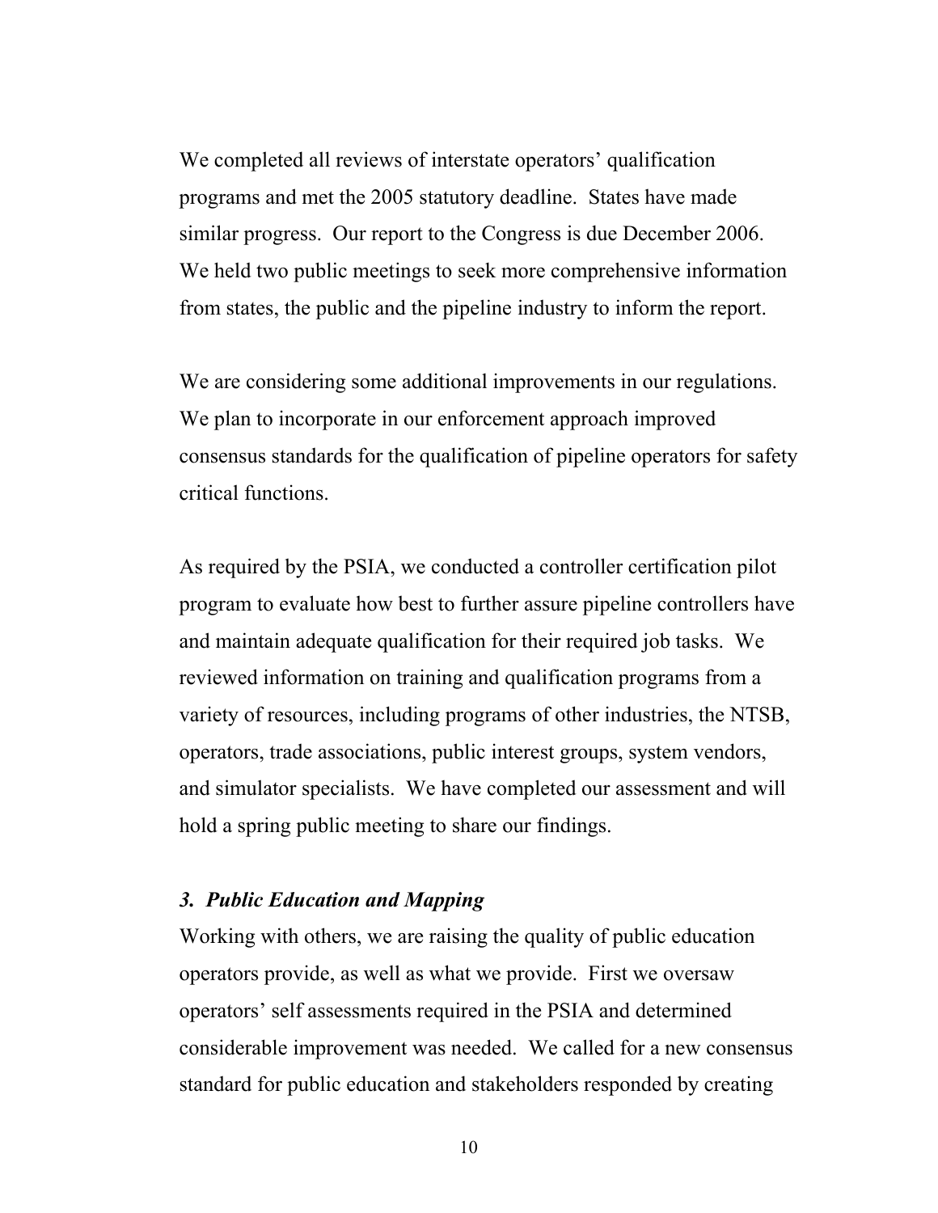We completed all reviews of interstate operators' qualification programs and met the 2005 statutory deadline. States have made similar progress. Our report to the Congress is due December 2006. We held two public meetings to seek more comprehensive information from states, the public and the pipeline industry to inform the report.

We are considering some additional improvements in our regulations. We plan to incorporate in our enforcement approach improved consensus standards for the qualification of pipeline operators for safety critical functions.

As required by the PSIA, we conducted a controller certification pilot program to evaluate how best to further assure pipeline controllers have and maintain adequate qualification for their required job tasks. We reviewed information on training and qualification programs from a variety of resources, including programs of other industries, the NTSB, operators, trade associations, public interest groups, system vendors, and simulator specialists. We have completed our assessment and will hold a spring public meeting to share our findings.

### *3. Public Education and Mapping*

Working with others, we are raising the quality of public education operators provide, as well as what we provide. First we oversaw operators' self assessments required in the PSIA and determined considerable improvement was needed. We called for a new consensus standard for public education and stakeholders responded by creating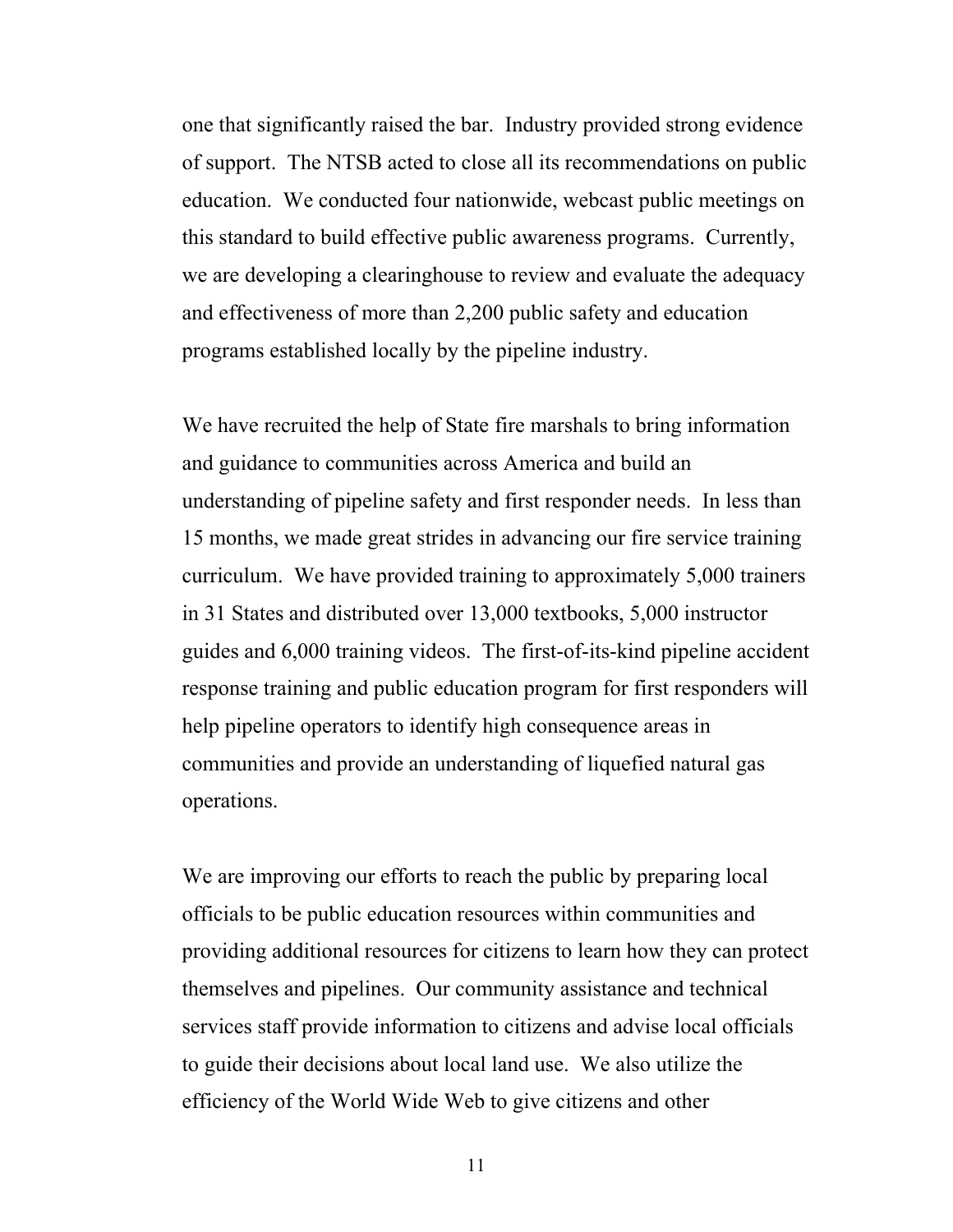one that significantly raised the bar. Industry provided strong evidence of support. The NTSB acted to close all its recommendations on public education. We conducted four nationwide, webcast public meetings on this standard to build effective public awareness programs. Currently, we are developing a clearinghouse to review and evaluate the adequacy and effectiveness of more than 2,200 public safety and education programs established locally by the pipeline industry.

We have recruited the help of State fire marshals to bring information and guidance to communities across America and build an understanding of pipeline safety and first responder needs. In less than 15 months, we made great strides in advancing our fire service training curriculum. We have provided training to approximately 5,000 trainers in 31 States and distributed over 13,000 textbooks, 5,000 instructor guides and 6,000 training videos. The first-of-its-kind pipeline accident response training and public education program for first responders will help pipeline operators to identify high consequence areas in communities and provide an understanding of liquefied natural gas operations.

We are improving our efforts to reach the public by preparing local officials to be public education resources within communities and providing additional resources for citizens to learn how they can protect themselves and pipelines. Our community assistance and technical services staff provide information to citizens and advise local officials to guide their decisions about local land use. We also utilize the efficiency of the World Wide Web to give citizens and other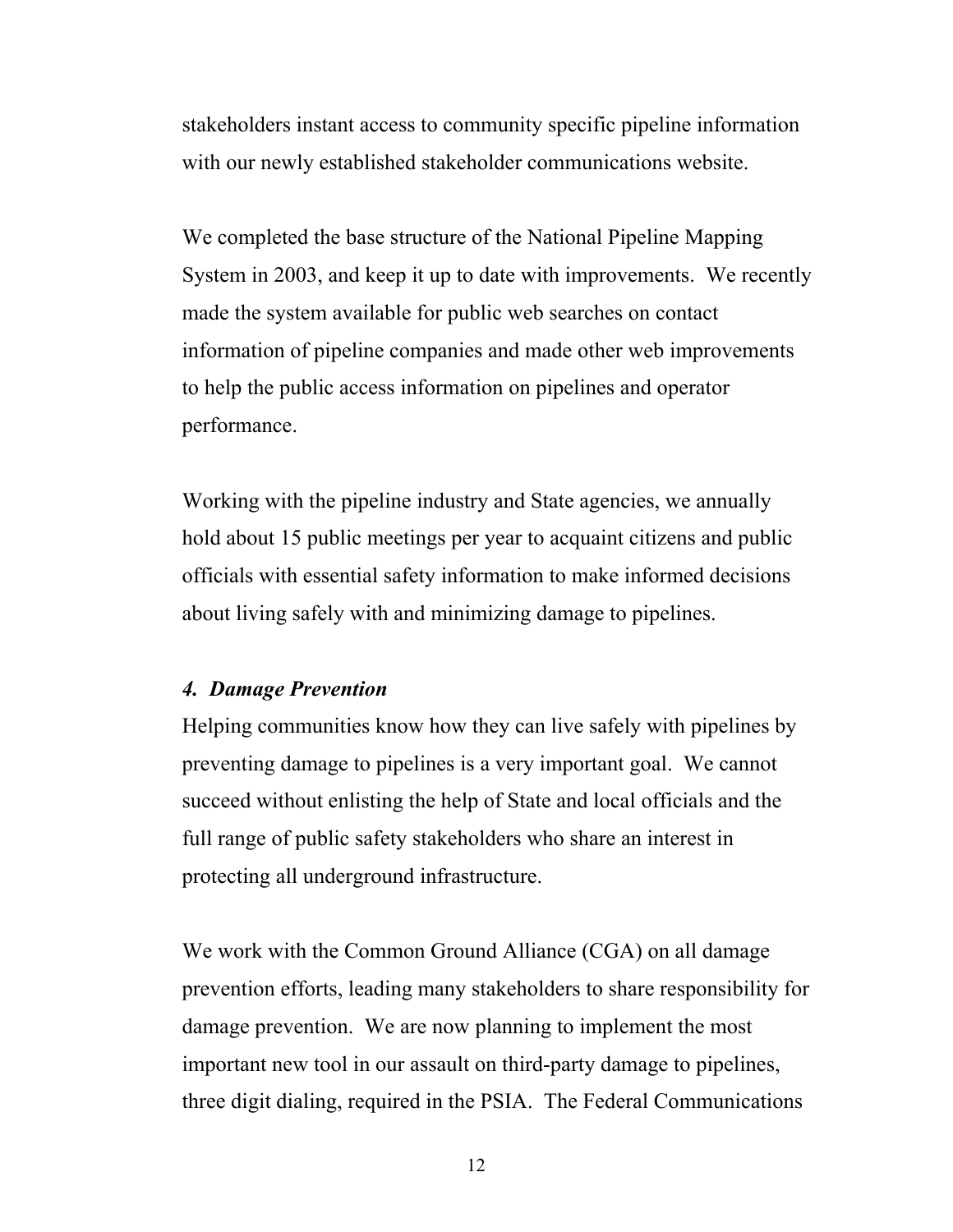stakeholders instant access to community specific pipeline information with our newly established stakeholder communications website.

We completed the base structure of the National Pipeline Mapping System in 2003, and keep it up to date with improvements. We recently made the system available for public web searches on contact information of pipeline companies and made other web improvements to help the public access information on pipelines and operator performance.

Working with the pipeline industry and State agencies, we annually hold about 15 public meetings per year to acquaint citizens and public officials with essential safety information to make informed decisions about living safely with and minimizing damage to pipelines.

### *4. Damage Prevention*

Helping communities know how they can live safely with pipelines by preventing damage to pipelines is a very important goal. We cannot succeed without enlisting the help of State and local officials and the full range of public safety stakeholders who share an interest in protecting all underground infrastructure.

We work with the Common Ground Alliance (CGA) on all damage prevention efforts, leading many stakeholders to share responsibility for damage prevention. We are now planning to implement the most important new tool in our assault on third-party damage to pipelines, three digit dialing, required in the PSIA. The Federal Communications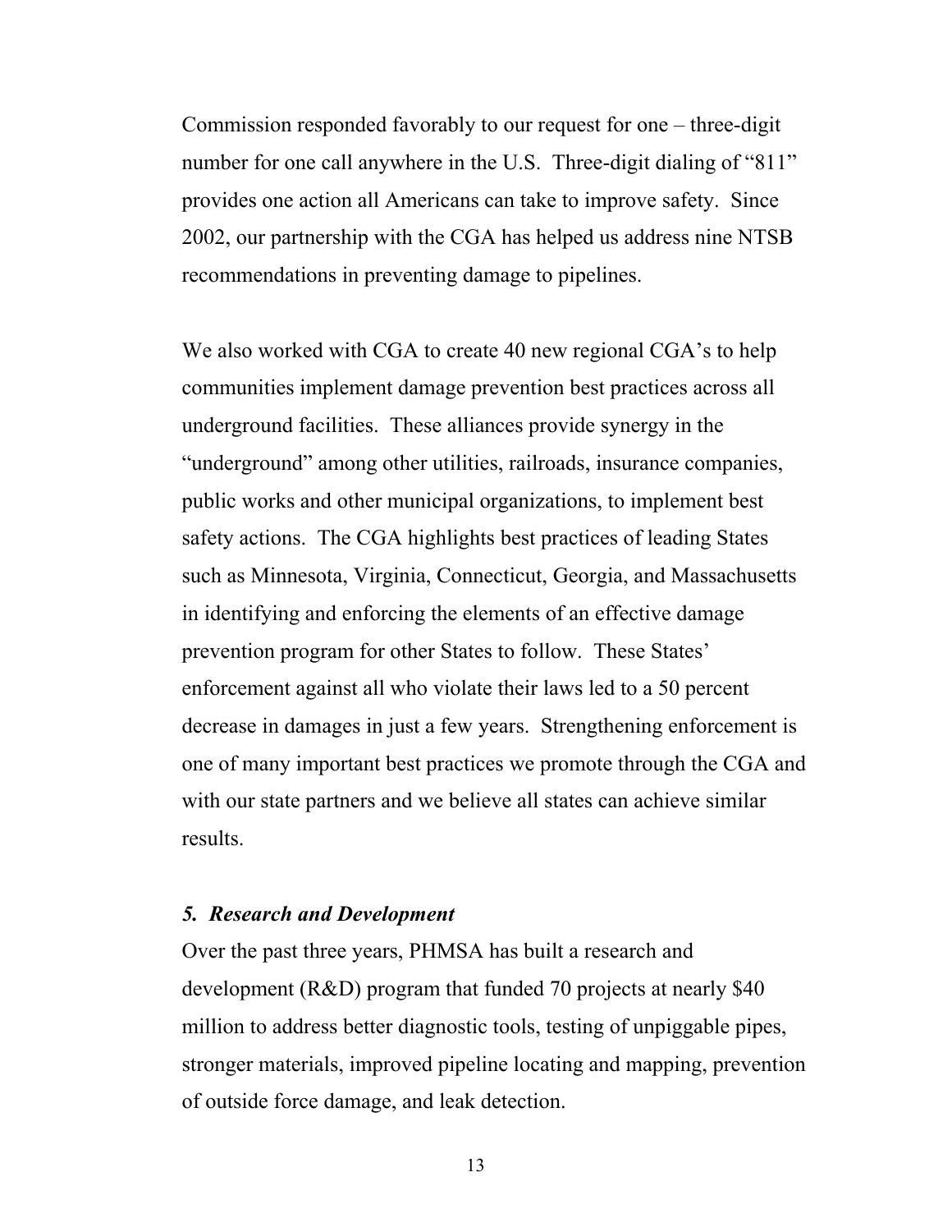Commission responded favorably to our request for one – three-digit number for one call anywhere in the U.S. Three-digit dialing of "811" provides one action all Americans can take to improve safety. Since 2002, our partnership with the CGA has helped us address nine NTSB recommendations in preventing damage to pipelines.

We also worked with CGA to create 40 new regional CGA's to help communities implement damage prevention best practices across all underground facilities. These alliances provide synergy in the "underground" among other utilities, railroads, insurance companies, public works and other municipal organizations, to implement best safety actions. The CGA highlights best practices of leading States such as Minnesota, Virginia, Connecticut, Georgia, and Massachusetts in identifying and enforcing the elements of an effective damage prevention program for other States to follow. These States' enforcement against all who violate their laws led to a 50 percent decrease in damages in just a few years. Strengthening enforcement is one of many important best practices we promote through the CGA and with our state partners and we believe all states can achieve similar results.

***5. Research and Development***

Over the past three years, PHMSA has built a research and development (R&D) program that funded 70 projects at nearly $40 million to address better diagnostic tools, testing of unpiggable pipes, stronger materials, improved pipeline locating and mapping, prevention of outside force damage, and leak detection.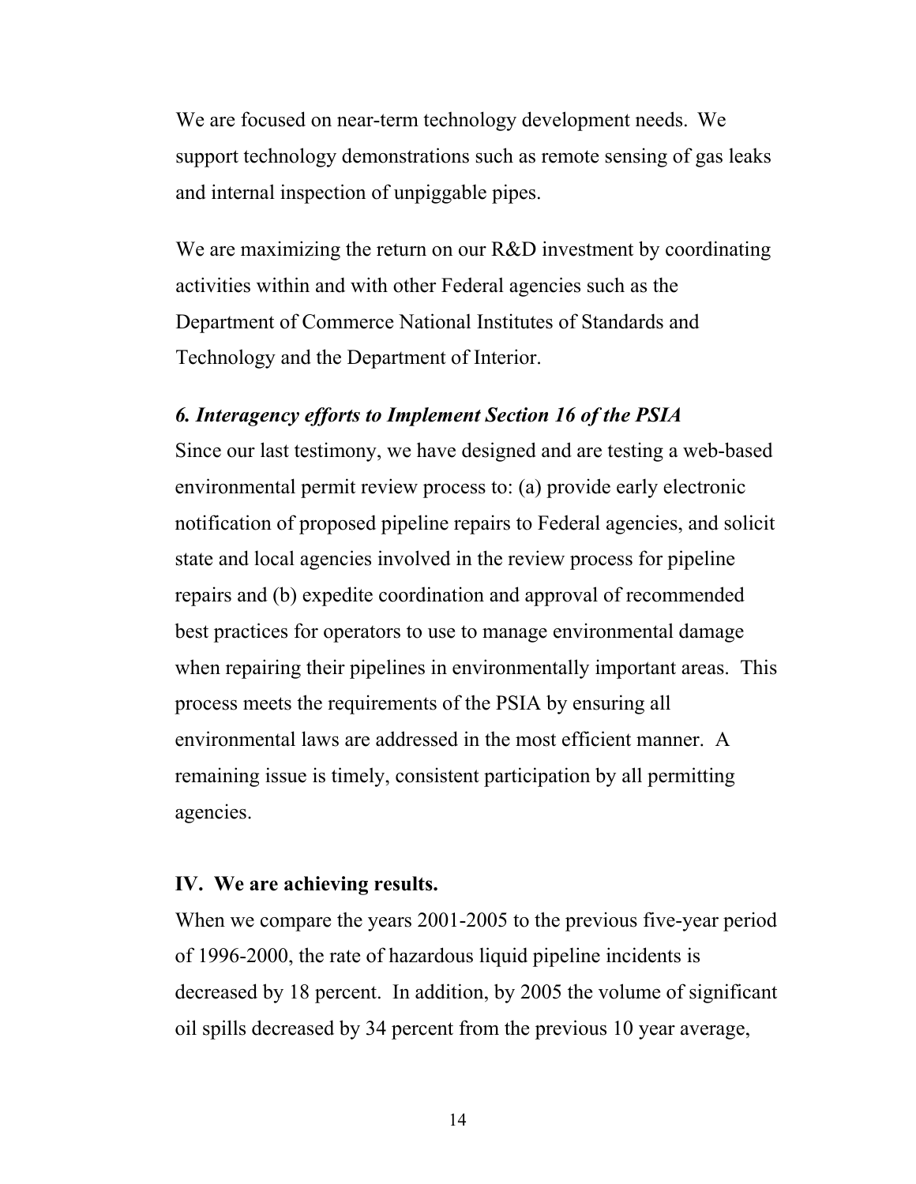We are focused on near-term technology development needs. We support technology demonstrations such as remote sensing of gas leaks and internal inspection of unpiggable pipes.

We are maximizing the return on our R&D investment by coordinating activities within and with other Federal agencies such as the Department of Commerce National Institutes of Standards and Technology and the Department of Interior.

***6. Interagency efforts to Implement Section 16 of the PSIA***

Since our last testimony, we have designed and are testing a web-based environmental permit review process to: (a) provide early electronic notification of proposed pipeline repairs to Federal agencies, and solicit state and local agencies involved in the review process for pipeline repairs and (b) expedite coordination and approval of recommended best practices for operators to use to manage environmental damage when repairing their pipelines in environmentally important areas. This process meets the requirements of the PSIA by ensuring all environmental laws are addressed in the most efficient manner. A remaining issue is timely, consistent participation by all permitting agencies.

## IV. We are achieving results.

When we compare the years 2001-2005 to the previous five-year period of 1996-2000, the rate of hazardous liquid pipeline incidents is decreased by 18 percent. In addition, by 2005 the volume of significant oil spills decreased by 34 percent from the previous 10 year average,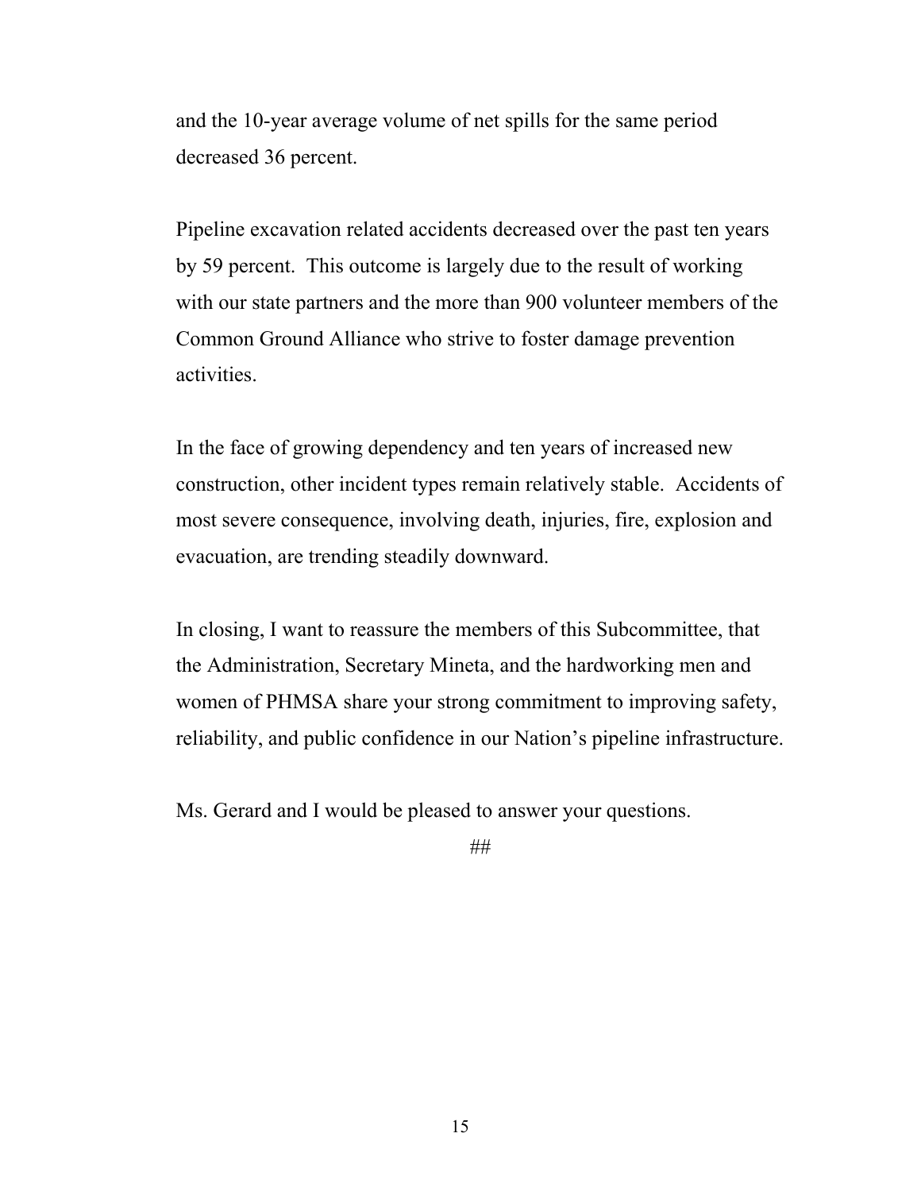and the 10-year average volume of net spills for the same period decreased 36 percent.

Pipeline excavation related accidents decreased over the past ten years by 59 percent. This outcome is largely due to the result of working with our state partners and the more than 900 volunteer members of the Common Ground Alliance who strive to foster damage prevention activities.

In the face of growing dependency and ten years of increased new construction, other incident types remain relatively stable. Accidents of most severe consequence, involving death, injuries, fire, explosion and evacuation, are trending steadily downward.

In closing, I want to reassure the members of this Subcommittee, that the Administration, Secretary Mineta, and the hardworking men and women of PHMSA share your strong commitment to improving safety, reliability, and public confidence in our Nation's pipeline infrastructure.

Ms. Gerard and I would be pleased to answer your questions.

##